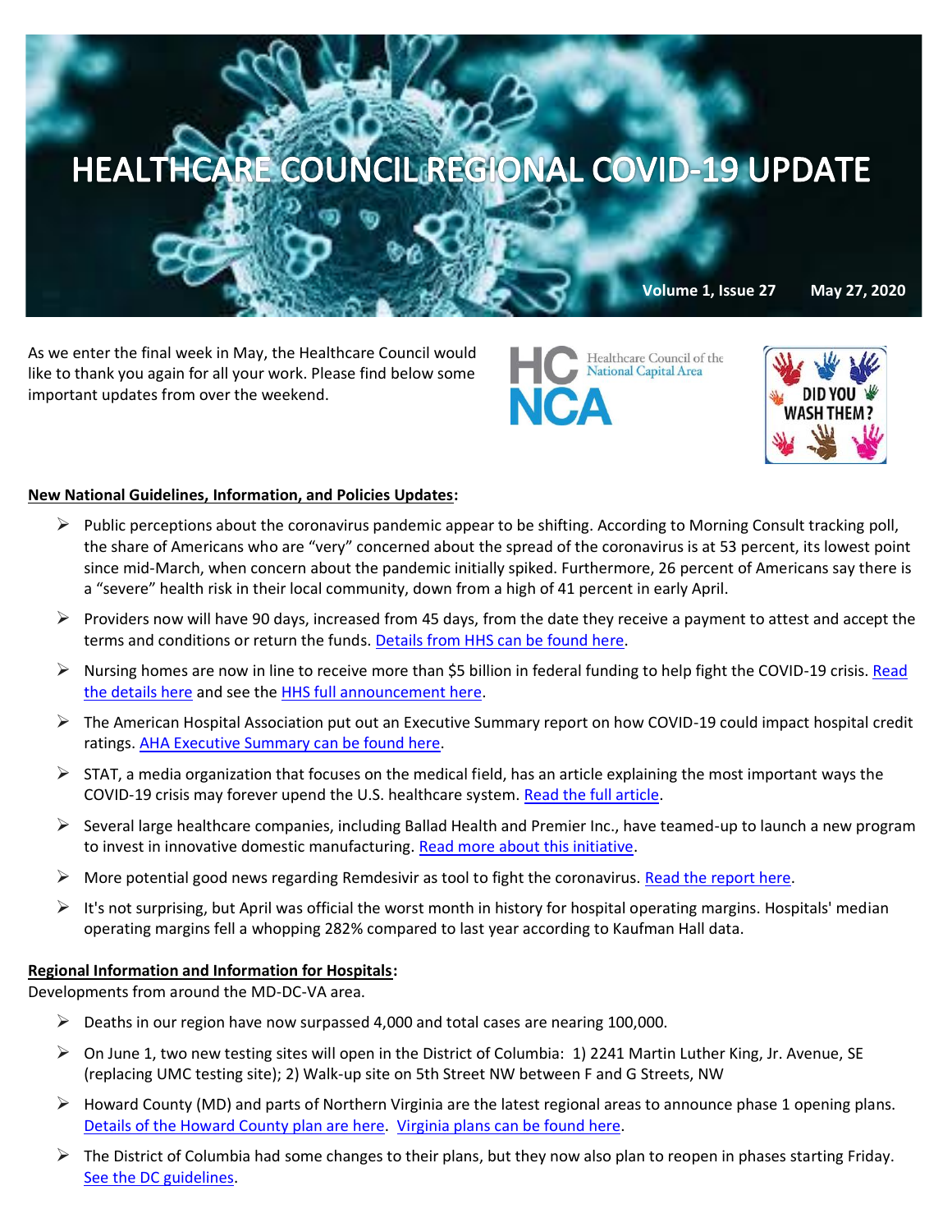# HEALTHCARE COUNCIL REGIONAL COVID-19 UPDATE

**Volume 1, Issue 27    May 27, 2020**

As we enter the final week in May, the Healthcare Council would like to thank you again for all your work. Please find below some important updates from over the weekend.

HC NCA Healthcare Council of the National Capital Area

DID YOU WASH THEM?

**New National Guidelines, Information, and Policies Updates:**

- Public perceptions about the coronavirus pandemic appear to be shifting. According to Morning Consult tracking poll, the share of Americans who are "very" concerned about the spread of the coronavirus is at 53 percent, its lowest point since mid-March, when concern about the pandemic initially spiked. Furthermore, 26 percent of Americans say there is a "severe" health risk in their local community, down from a high of 41 percent in early April.
- Providers now will have 90 days, increased from 45 days, from the date they receive a payment to attest and accept the terms and conditions or return the funds. Details from HHS can be found here.
- Nursing homes are now in line to receive more than $5 billion in federal funding to help fight the COVID-19 crisis. Read the details here and see the HHS full announcement here.
- The American Hospital Association put out an Executive Summary report on how COVID-19 could impact hospital credit ratings. AHA Executive Summary can be found here.
- STAT, a media organization that focuses on the medical field, has an article explaining the most important ways the COVID-19 crisis may forever upend the U.S. healthcare system. Read the full article.
- Several large healthcare companies, including Ballad Health and Premier Inc., have teamed-up to launch a new program to invest in innovative domestic manufacturing. Read more about this initiative.
- More potential good news regarding Remdesivir as tool to fight the coronavirus. Read the report here.
- It's not surprising, but April was official the worst month in history for hospital operating margins. Hospitals' median operating margins fell a whopping 282% compared to last year according to Kaufman Hall data.

**Regional Information and Information for Hospitals:**

Developments from around the MD-DC-VA area.

- Deaths in our region have now surpassed 4,000 and total cases are nearing 100,000.
- On June 1, two new testing sites will open in the District of Columbia: 1) 2241 Martin Luther King, Jr. Avenue, SE (replacing UMC testing site); 2) Walk-up site on 5th Street NW between F and G Streets, NW
- Howard County (MD) and parts of Northern Virginia are the latest regional areas to announce phase 1 opening plans. Details of the Howard County plan are here. Virginia plans can be found here.
- The District of Columbia had some changes to their plans, but they now also plan to reopen in phases starting Friday. See the DC guidelines.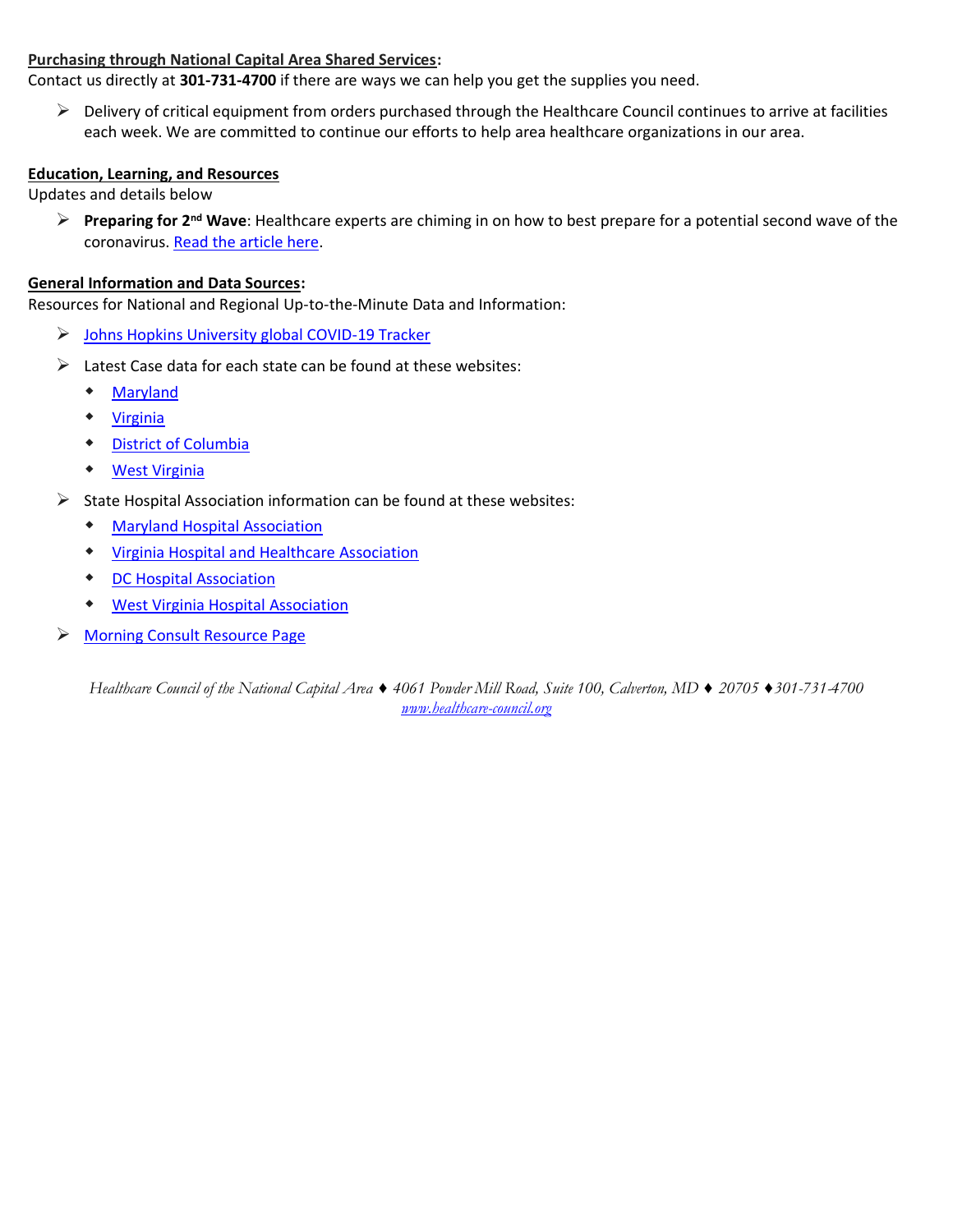**Purchasing through National Capital Area Shared Services:**
Contact us directly at **301-731-4700** if there are ways we can help you get the supplies you need.

- Delivery of critical equipment from orders purchased through the Healthcare Council continues to arrive at facilities each week. We are committed to continue our efforts to help area healthcare organizations in our area.

**Education, Learning, and Resources**
Updates and details below

- **Preparing for 2nd Wave**: Healthcare experts are chiming in on how to best prepare for a potential second wave of the coronavirus. Read the article here.

**General Information and Data Sources:**
Resources for National and Regional Up-to-the-Minute Data and Information:

- Johns Hopkins University global COVID-19 Tracker
- Latest Case data for each state can be found at these websites:
  - Maryland
  - Virginia
  - District of Columbia
  - West Virginia
- State Hospital Association information can be found at these websites:
  - Maryland Hospital Association
  - Virginia Hospital and Healthcare Association
  - DC Hospital Association
  - West Virginia Hospital Association
- Morning Consult Resource Page

*Healthcare Council of the National Capital Area ♦ 4061 Powder Mill Road, Suite 100, Calverton, MD ♦ 20705 ♦301-731-4700*
*www.healthcare-council.org*